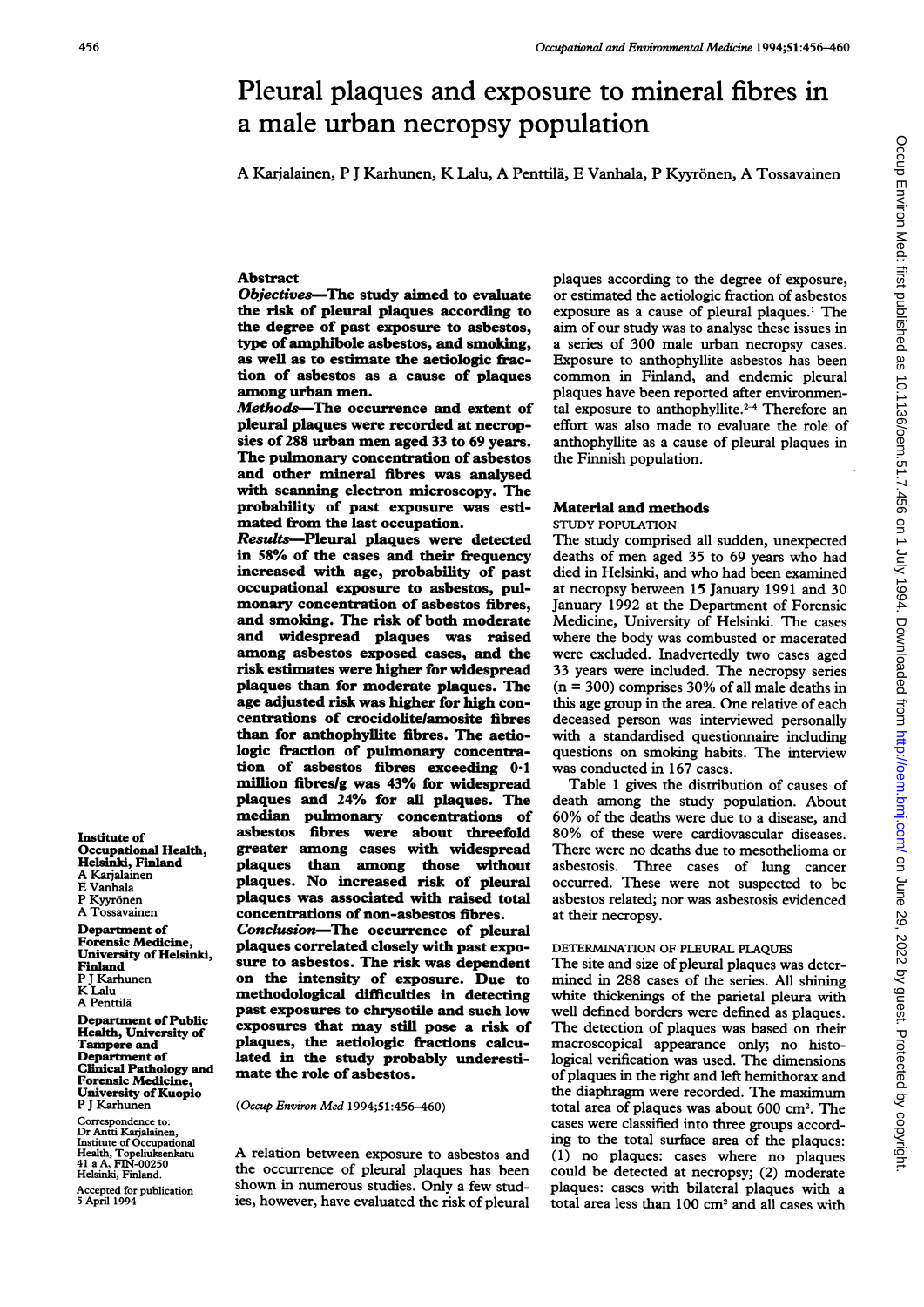# Pleural plaques and exposure to mineral fibres in a male urban necropsy population

A Karjalainen, P J Karhunen, K Lalu, A Penttilä, E Vanhala, P Kyyrönen, A Tossavainen

**Institute of Occupational Health, Helsinki, Finland**
A Karjalainen
E Vanhala
P Kyyrönen
A Tossavainen

**Department of Forensic Medicine, University of Helsinki, Finland**
P J Karhunen
K Lalu
A Penttilä

**Department of Public Health, University of Tampere and Department of Clinical Pathology and Forensic Medicine, University of Kuopio**
P J Karhunen

Correspondence to:
Dr Antti Karjalainen, Institute of Occupational Health, Topeliuksenkatu 41 a A, FIN-00250 Helsinki, Finland.

Accepted for publication 5 April 1994

## Abstract

***Objectives*—The study aimed to evaluate the risk of pleural plaques according to the degree of past exposure to asbestos, type of amphibole asbestos, and smoking, as well as to estimate the aetiologic fraction of asbestos as a cause of plaques among urban men.**

***Methods*—The occurrence and extent of pleural plaques were recorded at necropsies of 288 urban men aged 33 to 69 years. The pulmonary concentration of asbestos and other mineral fibres was analysed with scanning electron microscopy. The probability of past exposure was estimated from the last occupation.**

***Results*—Pleural plaques were detected in 58% of the cases and their frequency increased with age, probability of past occupational exposure to asbestos, pulmonary concentration of asbestos fibres, and smoking. The risk of both moderate and widespread plaques was raised among asbestos exposed cases, and the risk estimates were higher for widespread plaques than for moderate plaques. The age adjusted risk was higher for high concentrations of crocidolite/amosite fibres than for anthophyllite fibres. The aetiologic fraction of pulmonary concentration of asbestos fibres exceeding 0·1 million fibres/g was 43% for widespread plaques and 24% for all plaques. The median pulmonary concentrations of asbestos fibres were about threefold greater among cases with widespread plaques than among those without plaques. No increased risk of pleural plaques was associated with raised total concentrations of non-asbestos fibres.**

***Conclusion*—The occurrence of pleural plaques correlated closely with past exposure to asbestos. The risk was dependent on the intensity of exposure. Due to methodological difficulties in detecting past exposures to chrysotile and such low exposures that may still pose a risk of plaques, the aetiologic fractions calculated in the study probably underestimate the role of asbestos.**

(*Occup Environ Med* 1994;51:456–460)

A relation between exposure to asbestos and the occurrence of pleural plaques has been shown in numerous studies. Only a few studies, however, have evaluated the risk of pleural plaques according to the degree of exposure, or estimated the aetiologic fraction of asbestos exposure as a cause of pleural plaques.[1] The aim of our study was to analyse these issues in a series of 300 male urban necropsy cases. Exposure to anthophyllite asbestos has been common in Finland, and endemic pleural plaques have been reported after environmental exposure to anthophyllite.[2-4] Therefore an effort was also made to evaluate the role of anthophyllite as a cause of pleural plaques in the Finnish population.

## Material and methods

### STUDY POPULATION

The study comprised all sudden, unexpected deaths of men aged 35 to 69 years who had died in Helsinki, and who had been examined at necropsy between 15 January 1991 and 30 January 1992 at the Department of Forensic Medicine, University of Helsinki. The cases where the body was combusted or macerated were excluded. Inadvertedly two cases aged 33 years were included. The necropsy series (n = 300) comprises 30% of all male deaths in this age group in the area. One relative of each deceased person was interviewed personally with a standardised questionnaire including questions on smoking habits. The interview was conducted in 167 cases.

Table 1 gives the distribution of causes of death among the study population. About 60% of the deaths were due to a disease, and 80% of these were cardiovascular diseases. There were no deaths due to mesothelioma or asbestosis. Three cases of lung cancer occurred. These were not suspected to be asbestos related; nor was asbestosis evidenced at their necropsy.

### DETERMINATION OF PLEURAL PLAQUES

The site and size of pleural plaques was determined in 288 cases of the series. All shining white thickenings of the parietal pleura with well defined borders were defined as plaques. The detection of plaques was based on their macroscopical appearance only; no histological verification was used. The dimensions of plaques in the right and left hemithorax and the diaphragm were recorded. The maximum total area of plaques was about 600 cm². The cases were classified into three groups according to the total surface area of the plaques: (1) no plaques: cases where no plaques could be detected at necropsy; (2) moderate plaques: cases with bilateral plaques with a total area less than 100 cm² and all cases with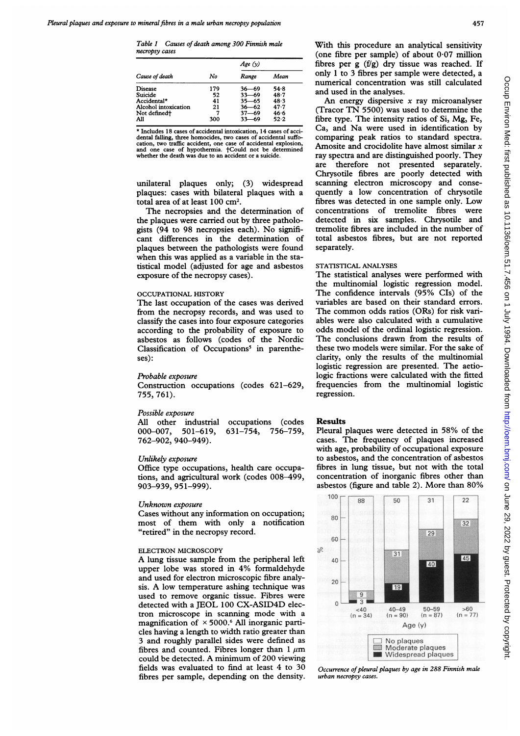*Table 1 Causes of death among 300 Finnish male necropsy cases*

| Cause of death | No | Age (y) Range | Mean |
|---|---|---|---|
| Disease | 179 | 36—69 | 54·8 |
| Suicide | 52 | 33—69 | 48·7 |
| Accidental* | 41 | 35—65 | 48·3 |
| Alcohol intoxication | 21 | 36—62 | 47·7 |
| Not defined† | 7 | 37—69 | 46·6 |
| All | 300 | 33—69 | 52·2 |

\* Includes 18 cases of accidental intoxication, 14 cases of accidental falling, three homocides, two cases of accidental suffocation, two traffic accident, one case of accidental explosion, and one case of hypothermia. †Could not be determined whether the death was due to an accident or a suicide.

unilateral plaques only; (3) widespread plaques: cases with bilateral plaques with a total area of at least 100 cm².

The necropsies and the determination of the plaques were carried out by three pathologists (94 to 98 necropsies each). No significant differences in the determination of plaques between the pathologists were found when this was applied as a variable in the statistical model (adjusted for age and asbestos exposure of the necropsy cases).

### OCCUPATIONAL HISTORY

The last occupation of the cases was derived from the necropsy records, and was used to classify the cases into four exposure categories according to the probability of exposure to asbestos as follows (codes of the Nordic Classification of Occupations[5] in parentheses):

*Probable exposure*

Construction occupations (codes 621–629, 755, 761).

*Possible exposure*

All other industrial occupations (codes 000–007, 501–619, 631–754, 756–759, 762–902, 940–949).

*Unlikely exposure*

Office type occupations, health care occupations, and agricultural work (codes 008–499, 903–939, 951–999).

*Unknown exposure*

Cases without any information on occupation; most of them with only a notification "retired" in the necropsy record.

### ELECTRON MICROSCOPY

A lung tissue sample from the peripheral left upper lobe was stored in 4% formaldehyde and used for electron microscopic fibre analysis. A low temperature ashing technique was used to remove organic tissue. Fibres were detected with a JEOL 100 CX-ASID4D electron microscope in scanning mode with a magnification of × 5000.[6] All inorganic particles having a length to width ratio greater than 3 and roughly parallel sides were defined as fibres and counted. Fibres longer than 1 μm could be detected. A minimum of 200 viewing fields was evaluated to find at least 4 to 30 fibres per sample, depending on the density. With this procedure an analytical sensitivity (one fibre per sample) of about 0·07 million fibres per g (f/g) dry tissue was reached. If only 1 to 3 fibres per sample were detected, a numerical concentration was still calculated and used in the analyses.

An energy dispersive x ray microanalyser (Tracor TN 5500) was used to determine the fibre type. The intensity ratios of Si, Mg, Fe, Ca, and Na were used in identification by comparing peak ratios to standard spectra. Amosite and crocidolite have almost similar x ray spectra and are distinguished poorly. They are therefore not presented separately. Chrysotile fibres are poorly detected with scanning electron microscopy and consequently a low concentration of chrysotile fibres was detected in one sample only. Low concentrations of tremolite fibres were detected in six samples. Chrysotile and tremolite fibres are included in the number of total asbestos fibres, but are not reported separately.

### STATISTICAL ANALYSES

The statistical analyses were performed with the multinomial logistic regression model. The confidence intervals (95% CIs) of the variables are based on their standard errors. The common odds ratios (ORs) for risk variables were also calculated with a cumulative odds model of the ordinal logistic regression. The conclusions drawn from the results of these two models were similar. For the sake of clarity, only the results of the multinomial logistic regression are presented. The aetiologic fractions were calculated with the fitted frequencies from the multinomial logistic regression.

## Results

Pleural plaques were detected in 58% of the cases. The frequency of plaques increased with age, probability of occupational exposure to asbestos, and the concentration of asbestos fibres in lung tissue, but not with the total concentration of inorganic fibres other than asbestos (figure and table 2). More than 80%

| Age (y) | No plaques (%) | Moderate plaques (%) | Widespread plaques (%) |
|---|---|---|---|
| <40 (n = 34) | 88 | 9 | 3 |
| 40–49 (n = 90) | 50 | 31 | 19 |
| 50–59 (n = 87) | 31 | 29 | 40 |
| >60 (n = 77) | 22 | 32 | 45 |

*Occurrence of pleural plaques by age in 288 Finnish male urban necropsy cases.*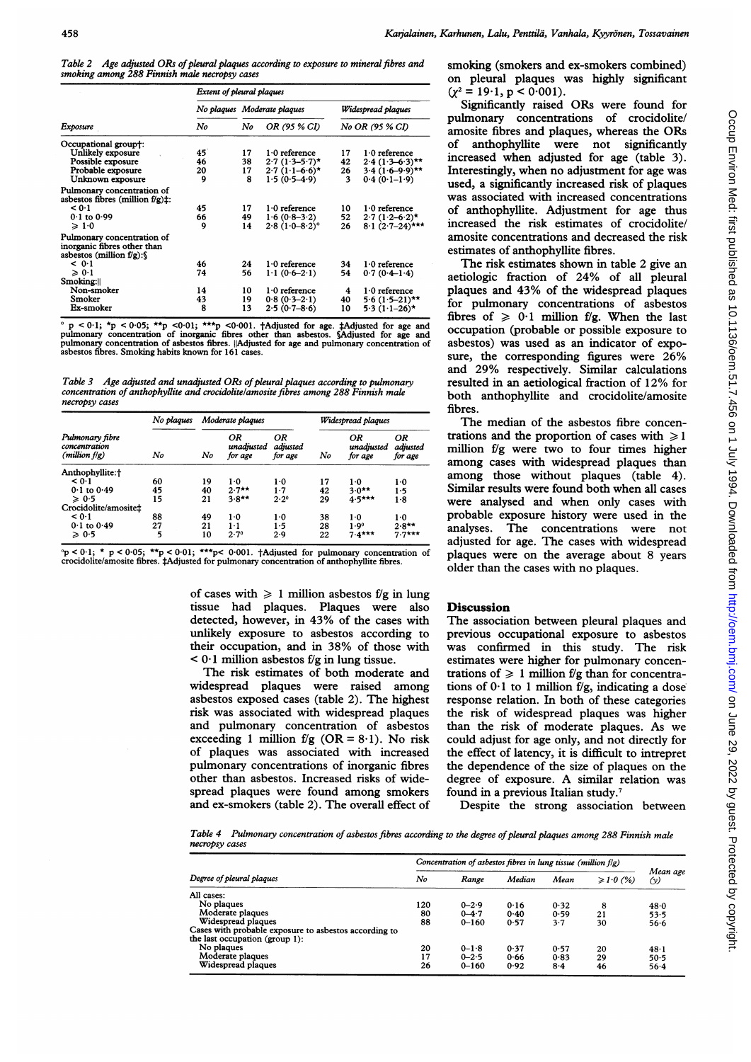Table 2 *Age adjusted ORs of pleural plaques according to exposure to mineral fibres and smoking among 288 Finnish male necropsy cases*

| Exposure | Extent of pleural plaques | | | | |
|---|---|---|---|---|---|
| | No plaques | Moderate plaques | | Widespread plaques | |
| | No | No | OR (95 % CI) | No | OR (95 % CI) |
| Occupational group†: | | | | | |
| Unlikely exposure | 45 | 17 | 1·0 reference | 17 | 1·0 reference |
| Possible exposure | 46 | 38 | 2·7 (1·3–5·7)* | 42 | 2·4 (1·3–6·3)** |
| Probable exposure | 20 | 17 | 2·7 (1·1–6·6)* | 26 | 3·4 (1·6–9·9)** |
| Unknown exposure | 9 | 8 | 1·5 (0·5–4·9) | 3 | 0·4 (0·1–1·9) |
| Pulmonary concentration of asbestos fibres (million f/g)‡: | | | | | |
| < 0·1 | 45 | 17 | 1·0 reference | 10 | 1·0 reference |
| 0·1 to 0·99 | 66 | 49 | 1·6 (0·8–3·2) | 52 | 2·7 (1·2–6·2)* |
| ≥ 1·0 | 9 | 14 | 2·8 (1·0–8·2)° | 26 | 8·1 (2·7–24)*** |
| Pulmonary concentration of inorganic fibres other than asbestos (million f/g):§ | | | | | |
| < 0·1 | 46 | 24 | 1·0 reference | 34 | 1·0 reference |
| ≥ 0·1 | 74 | 56 | 1·1 (0·6–2·1) | 54 | 0·7 (0·4–1·4) |
| Smoking:‖ | | | | | |
| Non-smoker | 14 | 10 | 1·0 reference | 4 | 1·0 reference |
| Smoker | 43 | 19 | 0·8 (0·3–2·1) | 40 | 5·6 (1·5–21)** |
| Ex-smoker | 8 | 13 | 2·5 (0·7–8·6) | 10 | 5·3 (1·1–26)* |

° p < 0·1; *p < 0·05; **p <0·01; ***p <0·001. †Adjusted for age. ‡Adjusted for age and pulmonary concentration of inorganic fibres other than asbestos. §Adjusted for age and pulmonary concentration of asbestos fibres. ‖Adjusted for age and pulmonary concentration of asbestos fibres. Smoking habits known for 161 cases.

Table 3 *Age adjusted and unadjusted ORs of pleural plaques according to pulmonary concentration of anthophyllite and crocidolite/amosite fibres among 288 Finnish male necropsy cases*

| Pulmonary fibre concentration (million f/g) | No plaques | Moderate plaques | | | Widespread plaques | | |
|---|---|---|---|---|---|---|---|
| | No | No | OR unadjusted for age | OR adjusted for age | No | OR unadjusted for age | OR adjusted for age |
| Anthophyllite:† | | | | | | | |
| < 0·1 | 60 | 19 | 1·0 | 1·0 | 17 | 1·0 | 1·0 |
| 0·1 to 0·49 | 45 | 40 | 2·7** | 1·7 | 42 | 3·0** | 1·5 |
| ≥ 0·5 | 15 | 21 | 3·8** | 2·2° | 29 | 4·5*** | 1·8 |
| Crocidolite/amosite‡ | | | | | | | |
| < 0·1 | 88 | 49 | 1·0 | 1·0 | 38 | 1·0 | 1·0 |
| 0·1 to 0·49 | 27 | 21 | 1·1 | 1·5 | 28 | 1·9° | 2·8** |
| ≥ 0·5 | 5 | 10 | 2·7° | 2·9 | 22 | 7·4*** | 7·7*** |

°p < 0·1; * p < 0·05; **p < 0·01; ***p< 0·001. †Adjusted for pulmonary concentration of crocidolite/amosite fibres. ‡Adjusted for pulmonary concentration of anthophyllite fibres.

of cases with ≥ 1 million asbestos f/g in lung tissue had plaques. Plaques were also detected, however, in 43% of the cases with unlikely exposure to asbestos according to their occupation, and in 38% of those with < 0·1 million asbestos f/g in lung tissue.

The risk estimates of both moderate and widespread plaques were raised among asbestos exposed cases (table 2). The highest risk was associated with widespread plaques and pulmonary concentration of asbestos exceeding 1 million f/g (OR = 8·1). No risk of plaques was associated with increased pulmonary concentrations of inorganic fibres other than asbestos. Increased risks of widespread plaques were found among smokers and ex-smokers (table 2). The overall effect of smoking (smokers and ex-smokers combined) on pleural plaques was highly significant ($\chi^2 = 19·1$, $p < 0·001$).

Significantly raised ORs were found for pulmonary concentrations of crocidolite/amosite fibres and plaques, whereas the ORs of anthophyllite were not significantly increased when adjusted for age (table 3). Interestingly, when no adjustment for age was used, a significantly increased risk of plaques was associated with increased concentrations of anthophyllite. Adjustment for age thus increased the risk estimates of crocidolite/amosite concentrations and decreased the risk estimates of anthophyllite fibres.

The risk estimates shown in table 2 give an aetiologic fraction of 24% of all pleural plaques and 43% of the widespread plaques for pulmonary concentrations of asbestos fibres of ≥ 0·1 million f/g. When the last occupation (probable or possible exposure to asbestos) was used as an indicator of exposure, the corresponding figures were 26% and 29% respectively. Similar calculations resulted in an aetiological fraction of 12% for both anthophyllite and crocidolite/amosite fibres.

The median of the asbestos fibre concentrations and the proportion of cases with ≥1 million f/g were two to four times higher among cases with widespread plaques than among those without plaques (table 4). Similar results were found both when all cases were analysed and when only cases with probable exposure history were used in the analyses. The concentrations were not adjusted for age. The cases with widespread plaques were on the average about 8 years older than the cases with no plaques.

## Discussion

The association between pleural plaques and previous occupational exposure to asbestos was confirmed in this study. The risk estimates were higher for pulmonary concentrations of ≥ 1 million f/g than for concentrations of 0·1 to 1 million f/g, indicating a dose response relation. In both of these categories the risk of widespread plaques was higher than the risk of moderate plaques. As we could adjust for age only, and not directly for the effect of latency, it is difficult to intrepret the dependence of the size of plaques on the degree of exposure. A similar relation was found in a previous Italian study.[7]

Despite the strong association between

Table 4 *Pulmonary concentration of asbestos fibres according to the degree of pleural plaques among 288 Finnish male necropsy cases*

| Degree of pleural plaques | Concentration of asbestos fibres in lung tissue (million f/g) | | | | | Mean age (y) |
|---|---|---|---|---|---|---|
| | No | Range | Median | Mean | ≥ 1·0 (%) | |
| All cases: | | | | | | |
| No plaques | 120 | 0–2·9 | 0·16 | 0·32 | 8 | 48·0 |
| Moderate plaques | 80 | 0–4·7 | 0·40 | 0·59 | 21 | 53·5 |
| Widespread plaques | 88 | 0–160 | 0·57 | 3·7 | 30 | 56·6 |
| Cases with probable exposure to asbestos according to the last occupation (group 1): | | | | | | |
| No plaques | 20 | 0–1·8 | 0·37 | 0·57 | 20 | 48·1 |
| Moderate plaques | 17 | 0–2·5 | 0·66 | 0·83 | 29 | 50·5 |
| Widespread plaques | 26 | 0–160 | 0·92 | 8·4 | 46 | 56·4 |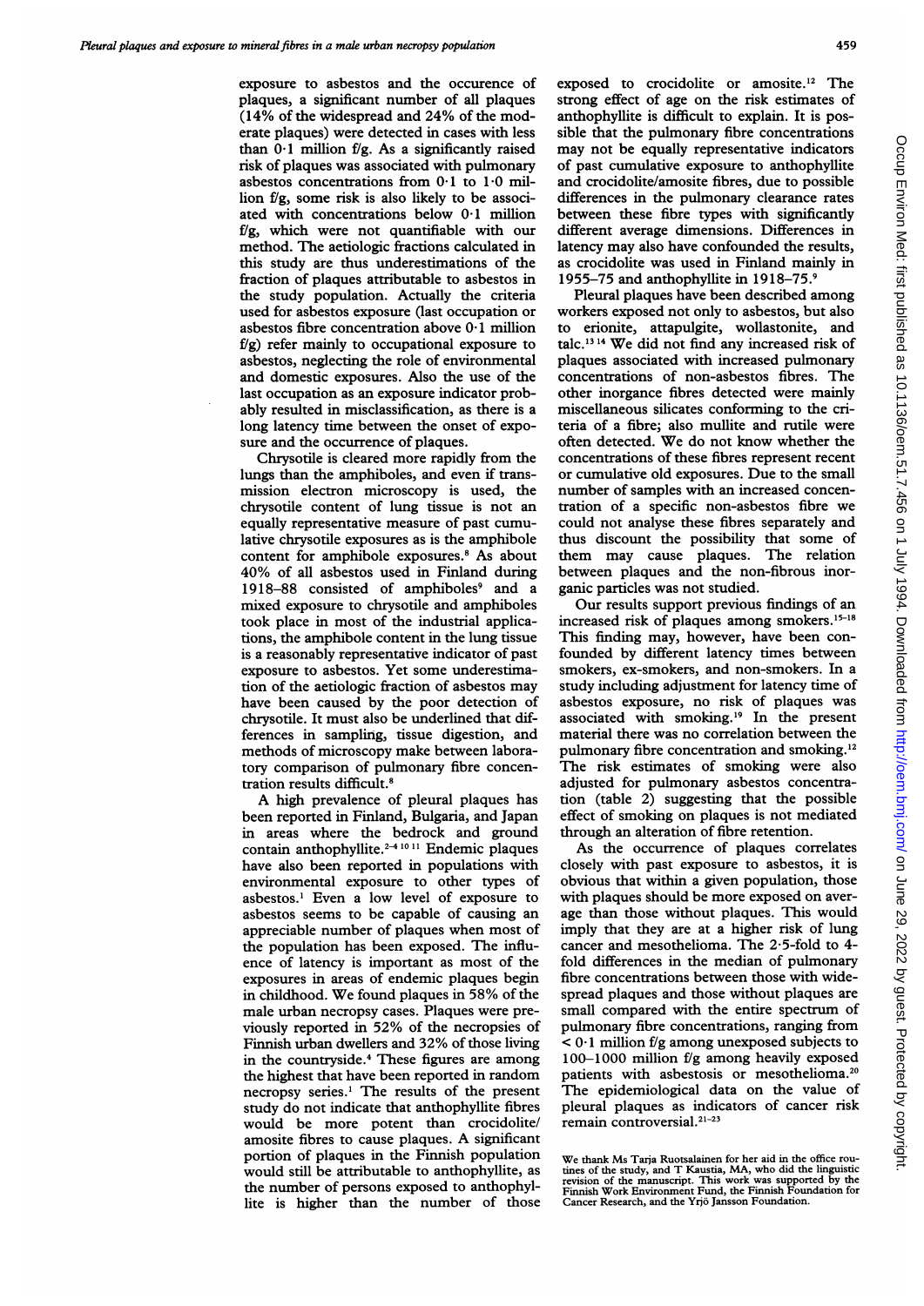exposure to asbestos and the occurence of plaques, a significant number of all plaques (14% of the widespread and 24% of the moderate plaques) were detected in cases with less than 0·1 million f/g. As a significantly raised risk of plaques was associated with pulmonary asbestos concentrations from 0·1 to 1·0 million f/g, some risk is also likely to be associated with concentrations below 0·1 million f/g, which were not quantifiable with our method. The aetiologic fractions calculated in this study are thus underestimations of the fraction of plaques attributable to asbestos in the study population. Actually the criteria used for asbestos exposure (last occupation or asbestos fibre concentration above 0·1 million f/g) refer mainly to occupational exposure to asbestos, neglecting the role of environmental and domestic exposures. Also the use of the last occupation as an exposure indicator probably resulted in misclassification, as there is a long latency time between the onset of exposure and the occurrence of plaques.

Chrysotile is cleared more rapidly from the lungs than the amphiboles, and even if transmission electron microscopy is used, the chrysotile content of lung tissue is not an equally representative measure of past cumulative chrysotile exposures as is the amphibole content for amphibole exposures.[8] As about 40% of all asbestos used in Finland during 1918–88 consisted of amphiboles[9] and a mixed exposure to chrysotile and amphiboles took place in most of the industrial applications, the amphibole content in the lung tissue is a reasonably representative indicator of past exposure to asbestos. Yet some underestimation of the aetiologic fraction of asbestos may have been caused by the poor detection of chrysotile. It must also be underlined that differences in sampling, tissue digestion, and methods of microscopy make between laboratory comparison of pulmonary fibre concentration results difficult.[8]

A high prevalence of pleural plaques has been reported in Finland, Bulgaria, and Japan in areas where the bedrock and ground contain anthophyllite.[2-4 10 11] Endemic plaques have also been reported in populations with environmental exposure to other types of asbestos.[1] Even a low level of exposure to asbestos seems to be capable of causing an appreciable number of plaques when most of the population has been exposed. The influence of latency is important as most of the exposures in areas of endemic plaques begin in childhood. We found plaques in 58% of the male urban necropsy cases. Plaques were previously reported in 52% of the necropsies of Finnish urban dwellers and 32% of those living in the countryside.[4] These figures are among the highest that have been reported in random necropsy series.[1] The results of the present study do not indicate that anthophyllite fibres would be more potent than crocidolite/amosite fibres to cause plaques. A significant portion of plaques in the Finnish population would still be attributable to anthophyllite, as the number of persons exposed to anthophyllite is higher than the number of those exposed to crocidolite or amosite.[12] The strong effect of age on the risk estimates of anthophyllite is difficult to explain. It is possible that the pulmonary fibre concentrations may not be equally representative indicators of past cumulative exposure to anthophyllite and crocidolite/amosite fibres, due to possible differences in the pulmonary clearance rates between these fibre types with significantly different average dimensions. Differences in latency may also have confounded the results, as crocidolite was used in Finland mainly in 1955–75 and anthophyllite in 1918–75.[9]

Pleural plaques have been described among workers exposed not only to asbestos, but also to erionite, attapulgite, wollastonite, and talc.[13 14] We did not find any increased risk of plaques associated with increased pulmonary concentrations of non-asbestos fibres. The other inorgance fibres detected were mainly miscellaneous silicates conforming to the criteria of a fibre; also mullite and rutile were often detected. We do not know whether the concentrations of these fibres represent recent or cumulative old exposures. Due to the small number of samples with an increased concentration of a specific non-asbestos fibre we could not analyse these fibres separately and thus discount the possibility that some of them may cause plaques. The relation between plaques and the non-fibrous inorganic particles was not studied.

Our results support previous findings of an increased risk of plaques among smokers.[15-18] This finding may, however, have been confounded by different latency times between smokers, ex-smokers, and non-smokers. In a study including adjustment for latency time of asbestos exposure, no risk of plaques was associated with smoking.[19] In the present material there was no correlation between the pulmonary fibre concentration and smoking.[12] The risk estimates of smoking were also adjusted for pulmonary asbestos concentration (table 2) suggesting that the possible effect of smoking on plaques is not mediated through an alteration of fibre retention.

As the occurrence of plaques correlates closely with past exposure to asbestos, it is obvious that within a given population, those with plaques should be more exposed on average than those without plaques. This would imply that they are at a higher risk of lung cancer and mesothelioma. The 2·5-fold to 4-fold differences in the median of pulmonary fibre concentrations between those with widespread plaques and those without plaques are small compared with the entire spectrum of pulmonary fibre concentrations, ranging from < 0·1 million f/g among unexposed subjects to 100–1000 million f/g among heavily exposed patients with asbestosis or mesothelioma.[20] The epidemiological data on the value of pleural plaques as indicators of cancer risk remain controversial.[21-23]

We thank Ms Tarja Ruotsalainen for her aid in the office routines of the study, and T Kaustia, MA, who did the linguistic revision of the manuscript. This work was supported by the Finnish Work Environment Fund, the Finnish Foundation for Cancer Research, and the Yrjö Jansson Foundation.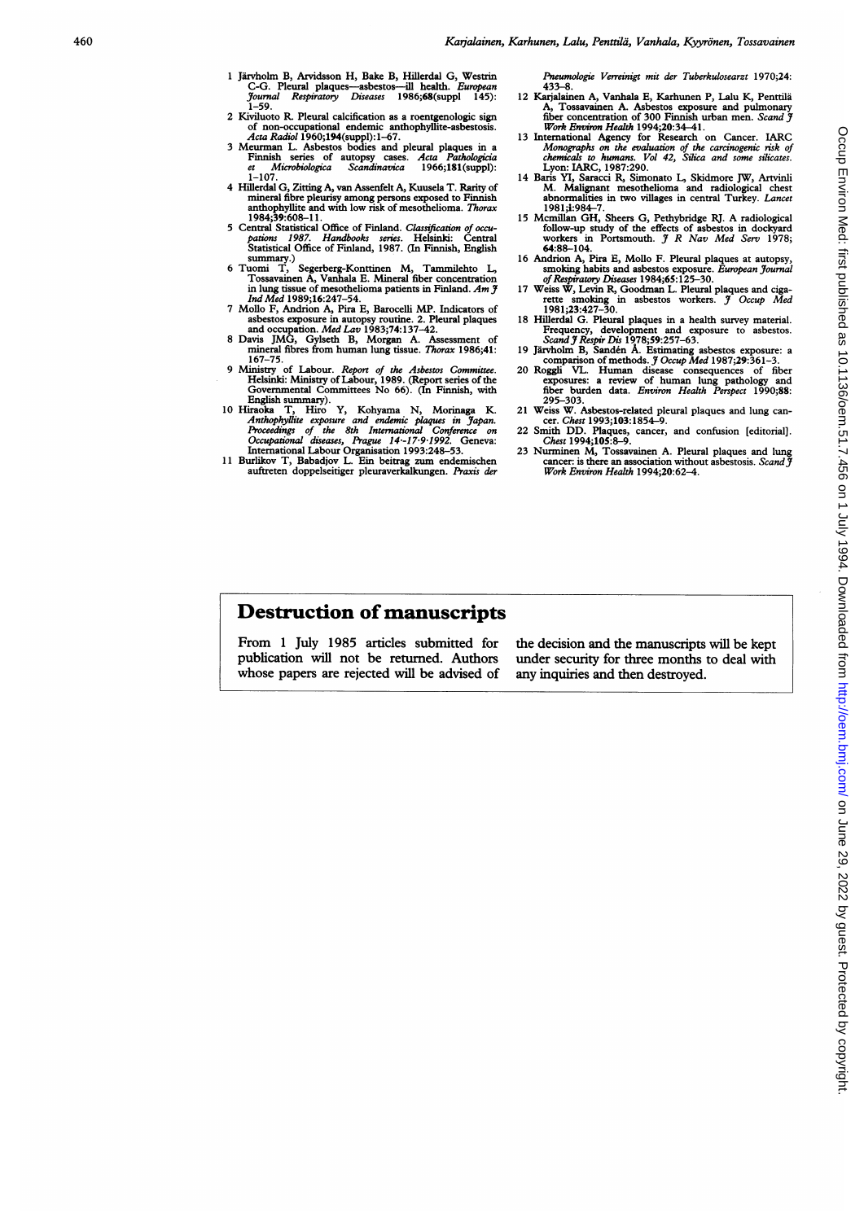1 Järvholm B, Arvidsson H, Bake B, Hillerdal G, Westrin C-G. Pleural plaques—asbestos—ill health. *European Journal Respiratory Diseases* 1986;**68**(suppl 145): 1–59.

2 Kiviluoto R. Pleural calcification as a roentgenologic sign of non-occupational endemic anthophyllite-asbestosis. *Acta Radiol* 1960;**194**(suppl):1–67.

3 Meurman L. Asbestos bodies and pleural plaques in a Finnish series of autopsy cases. *Acta Pathologicia et Microbiologica Scandinavica* 1966;**181**(suppl): 1–107.

4 Hillerdal G, Zitting A, van Assenfelt A, Kuusela T. Rarity of mineral fibre pleurisy among persons exposed to Finnish anthophyllite and with low risk of mesothelioma. *Thorax* 1984;**39**:608–11.

5 Central Statistical Office of Finland. *Classification of occupations 1987. Handbooks series.* Helsinki: Central Statistical Office of Finland, 1987. (In Finnish, English summary.)

6 Tuomi T, Segerberg-Konttinen M, Tammilehto L, Tossavainen A, Vanhala E. Mineral fiber concentration in lung tissue of mesothelioma patients in Finland. *Am J Ind Med* 1989;**16**:247–54.

7 Mollo F, Andrion A, Pira E, Barocelli MP. Indicators of asbestos exposure in autopsy routine. 2. Pleural plaques and occupation. *Med Lav* 1983;**74**:137–42.

8 Davis JMG, Gylseth B, Morgan A. Assessment of mineral fibres from human lung tissue. *Thorax* 1986;**41**: 167–75.

9 Ministry of Labour. *Report of the Asbestos Committee.* Helsinki: Ministry of Labour, 1989. (Report series of the Governmental Committees No 66). (In Finnish, with English summary).

10 Hiraoka T, Hiro Y, Kohyama N, Morinaga K. *Anthophyllite exposure and endemic plaques in Japan. Proceedings of the 8th International Conference on Occupational diseases, Prague 14-17·9·1992.* Geneva: International Labour Organisation 1993:248–53.

11 Burlikov T, Babadjov L. Ein beitrag zum endemischen auftreten doppelseitiger pleuraverkalkungen. *Praxis der Pneumologie Verreinigt mit der Tuberkulosearzt* 1970;**24**: 433–8.

12 Karjalainen A, Vanhala E, Karhunen P, Lalu K, Penttilä A, Tossavainen A. Asbestos exposure and pulmonary fiber concentration of 300 Finnish urban men. *Scand J Work Environ Health* 1994;**20**:34–41.

13 International Agency for Research on Cancer. IARC *Monographs on the evaluation of the carcinogenic risk of chemicals to humans. Vol 42, Silica and some silicates.* Lyon: IARC, 1987:290.

14 Baris YI, Saracci R, Simonato L, Skidmore JW, Artvinli M. Malignant mesothelioma and radiological chest abnormalities in two villages in central Turkey. *Lancet* 1981;**i**:984–7.

15 Mcmillan GH, Sheers G, Pethybridge RJ. A radiological follow-up study of the effects of asbestos in dockyard workers in Portsmouth. *J R Nav Med Serv* 1978; **64**:88–104.

16 Andrion A, Pira E, Mollo F. Pleural plaques at autopsy, smoking habits and asbestos exposure. *European Journal of Respiratory Diseases* 1984;**65**:125–30.

17 Weiss W, Levin R, Goodman L. Pleural plaques and cigarette smoking in asbestos workers. *J Occup Med* 1981;**23**:427–30.

18 Hillerdal G. Pleural plaques in a health survey material. Frequency, development and exposure to asbestos. *Scand J Respir Dis* 1978;**59**:257–63.

19 Järvholm B, Sandén Å. Estimating asbestos exposure: a comparison of methods. *J Occup Med* 1987;**29**:361–3.

20 Roggli VL. Human disease consequences of fiber exposures: a review of human lung pathology and fiber burden data. *Environ Health Perspect* 1990;**88**: 295–303.

21 Weiss W. Asbestos-related pleural plaques and lung cancer. *Chest* 1993;**103**:1854–9.

22 Smith DD. Plaques, cancer, and confusion [editorial]. *Chest* 1994;**105**:8–9.

23 Nurminen M, Tossavainen A. Pleural plaques and lung cancer: is there an association without asbestosis. *Scand J Work Environ Health* 1994;**20**:62–4.

## Destruction of manuscripts

From 1 July 1985 articles submitted for publication will not be returned. Authors whose papers are rejected will be advised of the decision and the manuscripts will be kept under security for three months to deal with any inquiries and then destroyed.